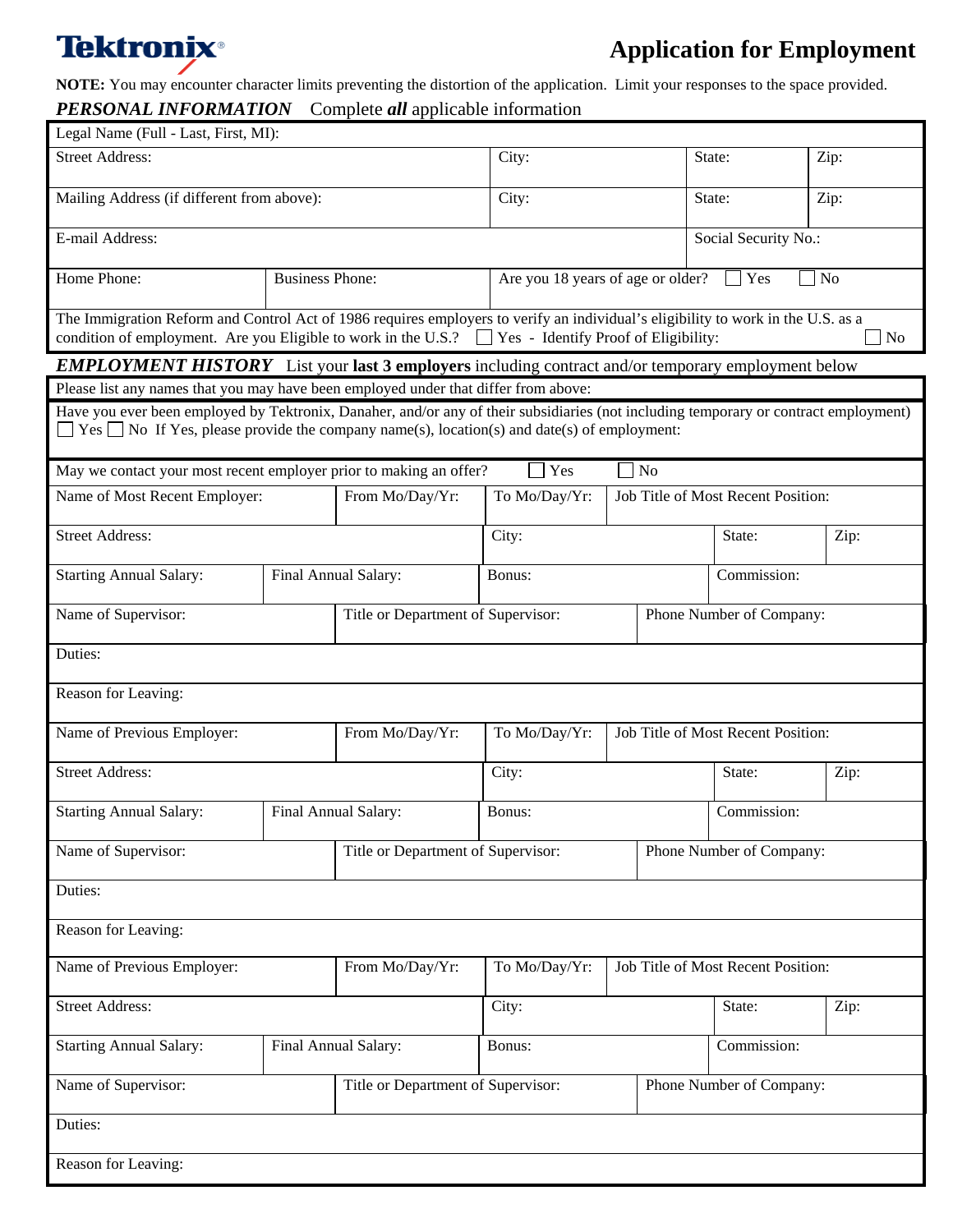**Tektronix**

# Application for Employment

**NOTE:** You may encounter character limits preventing the distortion of the application. Limit your responses to the space provided.

## *PERSONAL INFORMATION* Complete ***all*** applicable information

| | | | | |
|---|---|---|---|---|
| Legal Name (Full - Last, First, MI): | | | | |
| Street Address: | | City: | State: | Zip: |
| Mailing Address (if different from above): | | City: | State: | Zip: |
| E-mail Address: | | | Social Security No.: | |
| Home Phone: | Business Phone: | Are you 18 years of age or older? ☐ Yes ☐ No | | |

The Immigration Reform and Control Act of 1986 requires employers to verify an individual's eligibility to work in the U.S. as a condition of employment. Are you Eligible to work in the U.S.? ☐ Yes - Identify Proof of Eligibility: ☐ No

## *EMPLOYMENT HISTORY* List your **last 3 employers** including contract and/or temporary employment below

Please list any names that you may have been employed under that differ from above:

Have you ever been employed by Tektronix, Danaher, and/or any of their subsidiaries (not including temporary or contract employment) ☐ Yes ☐ No If Yes, please provide the company name(s), location(s) and date(s) of employment:

May we contact your most recent employer prior to making an offer? ☐ Yes ☐ No

| | | | | | |
|---|---|---|---|---|---|
| Name of Most Recent Employer: | From Mo/Day/Yr: | To Mo/Day/Yr: | Job Title of Most Recent Position: | | |
| Street Address: | | City: | | State: | Zip: |
| Starting Annual Salary: | Final Annual Salary: | Bonus: | | Commission: | |
| Name of Supervisor: | Title or Department of Supervisor: | | Phone Number of Company: | | |
| Duties: | | | | | |
| Reason for Leaving: | | | | | |

| | | | | | |
|---|---|---|---|---|---|
| Name of Previous Employer: | From Mo/Day/Yr: | To Mo/Day/Yr: | Job Title of Most Recent Position: | | |
| Street Address: | | City: | | State: | Zip: |
| Starting Annual Salary: | Final Annual Salary: | Bonus: | | Commission: | |
| Name of Supervisor: | Title or Department of Supervisor: | | Phone Number of Company: | | |
| Duties: | | | | | |
| Reason for Leaving: | | | | | |

| | | | | | |
|---|---|---|---|---|---|
| Name of Previous Employer: | From Mo/Day/Yr: | To Mo/Day/Yr: | Job Title of Most Recent Position: | | |
| Street Address: | | City: | | State: | Zip: |
| Starting Annual Salary: | Final Annual Salary: | Bonus: | | Commission: | |
| Name of Supervisor: | Title or Department of Supervisor: | | Phone Number of Company: | | |
| Duties: | | | | | |
| Reason for Leaving: | | | | | |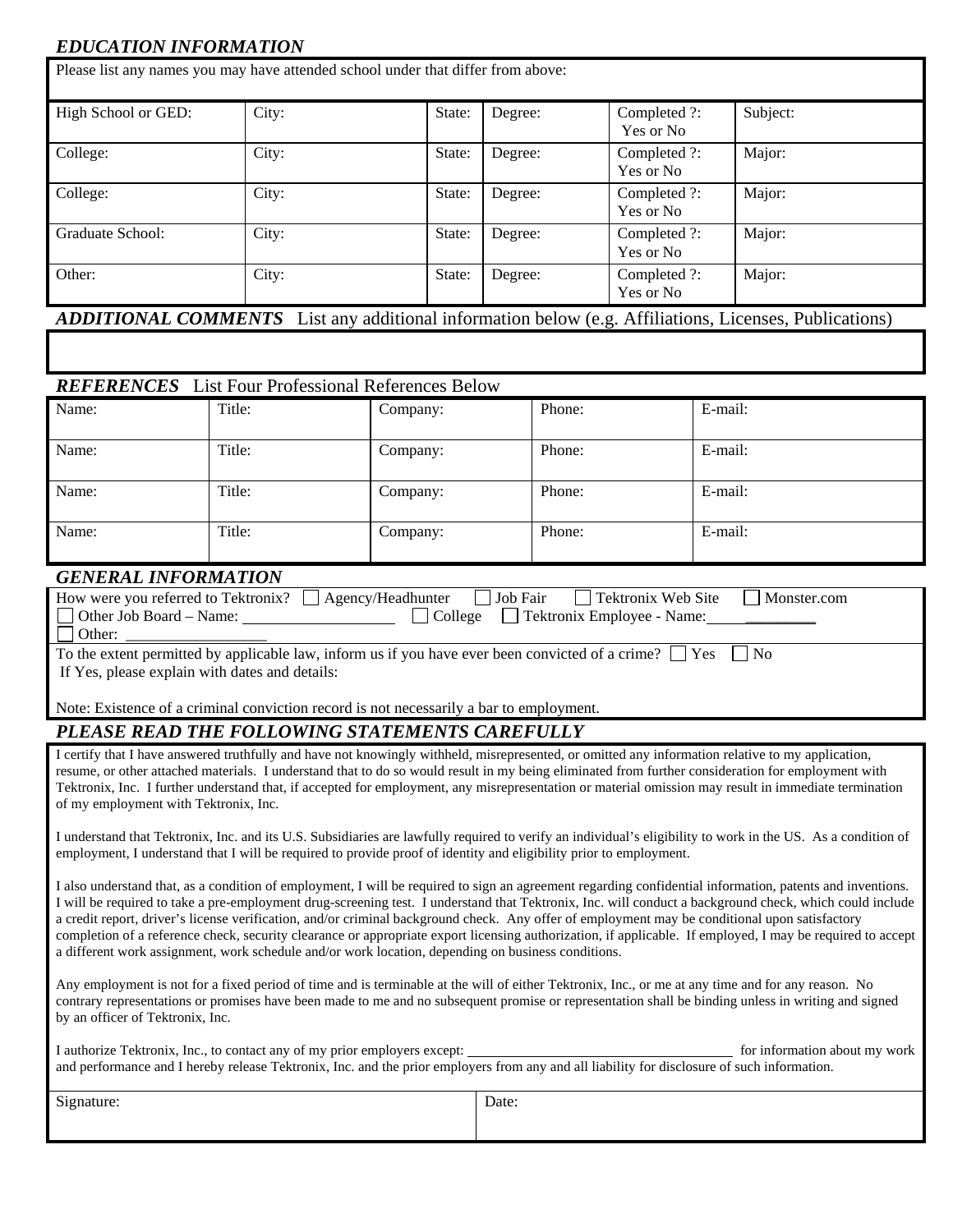### *EDUCATION INFORMATION*

Please list any names you may have attended school under that differ from above:

| High School or GED: | City: | State: | Degree: | Completed ?: Yes or No | Subject: |
|---|---|---|---|---|---|
| College: | City: | State: | Degree: | Completed ?: Yes or No | Major: |
| College: | City: | State: | Degree: | Completed ?: Yes or No | Major: |
| Graduate School: | City: | State: | Degree: | Completed ?: Yes or No | Major: |
| Other: | City: | State: | Degree: | Completed ?: Yes or No | Major: |

### *ADDITIONAL COMMENTS* List any additional information below (e.g. Affiliations, Licenses, Publications)

### *REFERENCES* List Four Professional References Below

| Name: | Title: | Company: | Phone: | E-mail: |
|---|---|---|---|---|
| Name: | Title: | Company: | Phone: | E-mail: |
| Name: | Title: | Company: | Phone: | E-mail: |
| Name: | Title: | Company: | Phone: | E-mail: |

### *GENERAL INFORMATION*

How were you referred to Tektronix? ☐ Agency/Headhunter ☐ Job Fair ☐ Tektronix Web Site ☐ Monster.com
☐ Other Job Board – Name: ____________________ ☐ College ☐ Tektronix Employee - Name: ______________
☐ Other: __________________

To the extent permitted by applicable law, inform us if you have ever been convicted of a crime? ☐ Yes ☐ No
If Yes, please explain with dates and details:

Note: Existence of a criminal conviction record is not necessarily a bar to employment.

### *PLEASE READ THE FOLLOWING STATEMENTS CAREFULLY*

I certify that I have answered truthfully and have not knowingly withheld, misrepresented, or omitted any information relative to my application, resume, or other attached materials. I understand that to do so would result in my being eliminated from further consideration for employment with Tektronix, Inc. I further understand that, if accepted for employment, any misrepresentation or material omission may result in immediate termination of my employment with Tektronix, Inc.

I understand that Tektronix, Inc. and its U.S. Subsidiaries are lawfully required to verify an individual's eligibility to work in the US. As a condition of employment, I understand that I will be required to provide proof of identity and eligibility prior to employment.

I also understand that, as a condition of employment, I will be required to sign an agreement regarding confidential information, patents and inventions. I will be required to take a pre-employment drug-screening test. I understand that Tektronix, Inc. will conduct a background check, which could include a credit report, driver's license verification, and/or criminal background check. Any offer of employment may be conditional upon satisfactory completion of a reference check, security clearance or appropriate export licensing authorization, if applicable. If employed, I may be required to accept a different work assignment, work schedule and/or work location, depending on business conditions.

Any employment is not for a fixed period of time and is terminable at the will of either Tektronix, Inc., or me at any time and for any reason. No contrary representations or promises have been made to me and no subsequent promise or representation shall be binding unless in writing and signed by an officer of Tektronix, Inc.

I authorize Tektronix, Inc., to contact any of my prior employers except: ____________________________________ for information about my work and performance and I hereby release Tektronix, Inc. and the prior employers from any and all liability for disclosure of such information.

| Signature: | Date: |
|---|---|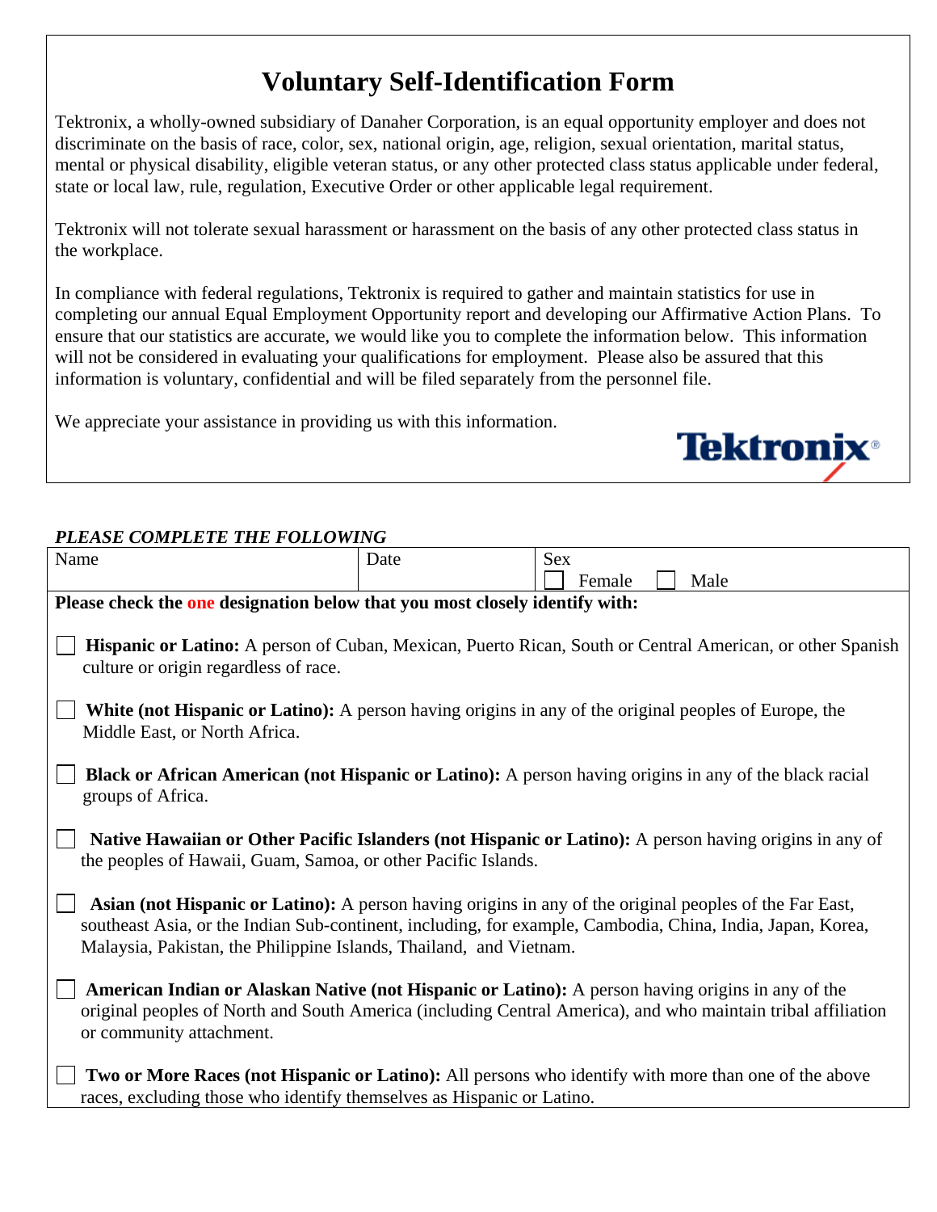# Voluntary Self-Identification Form

Tektronix, a wholly-owned subsidiary of Danaher Corporation, is an equal opportunity employer and does not discriminate on the basis of race, color, sex, national origin, age, religion, sexual orientation, marital status, mental or physical disability, eligible veteran status, or any other protected class status applicable under federal, state or local law, rule, regulation, Executive Order or other applicable legal requirement.

Tektronix will not tolerate sexual harassment or harassment on the basis of any other protected class status in the workplace.

In compliance with federal regulations, Tektronix is required to gather and maintain statistics for use in completing our annual Equal Employment Opportunity report and developing our Affirmative Action Plans. To ensure that our statistics are accurate, we would like you to complete the information below. This information will not be considered in evaluating your qualifications for employment. Please also be assured that this information is voluntary, confidential and will be filed separately from the personnel file.

We appreciate your assistance in providing us with this information.

Tektronix®

***PLEASE COMPLETE THE FOLLOWING***

| Name | Date | Sex<br>☐ Female ☐ Male |
|---|---|---|

**Please check the one designation below that you most closely identify with:**

☐ **Hispanic or Latino:** A person of Cuban, Mexican, Puerto Rican, South or Central American, or other Spanish culture or origin regardless of race.

☐ **White (not Hispanic or Latino):** A person having origins in any of the original peoples of Europe, the Middle East, or North Africa.

☐ **Black or African American (not Hispanic or Latino):** A person having origins in any of the black racial groups of Africa.

☐ **Native Hawaiian or Other Pacific Islanders (not Hispanic or Latino):** A person having origins in any of the peoples of Hawaii, Guam, Samoa, or other Pacific Islands.

☐ **Asian (not Hispanic or Latino):** A person having origins in any of the original peoples of the Far East, southeast Asia, or the Indian Sub-continent, including, for example, Cambodia, China, India, Japan, Korea, Malaysia, Pakistan, the Philippine Islands, Thailand, and Vietnam.

☐ **American Indian or Alaskan Native (not Hispanic or Latino):** A person having origins in any of the original peoples of North and South America (including Central America), and who maintain tribal affiliation or community attachment.

☐ **Two or More Races (not Hispanic or Latino):** All persons who identify with more than one of the above races, excluding those who identify themselves as Hispanic or Latino.